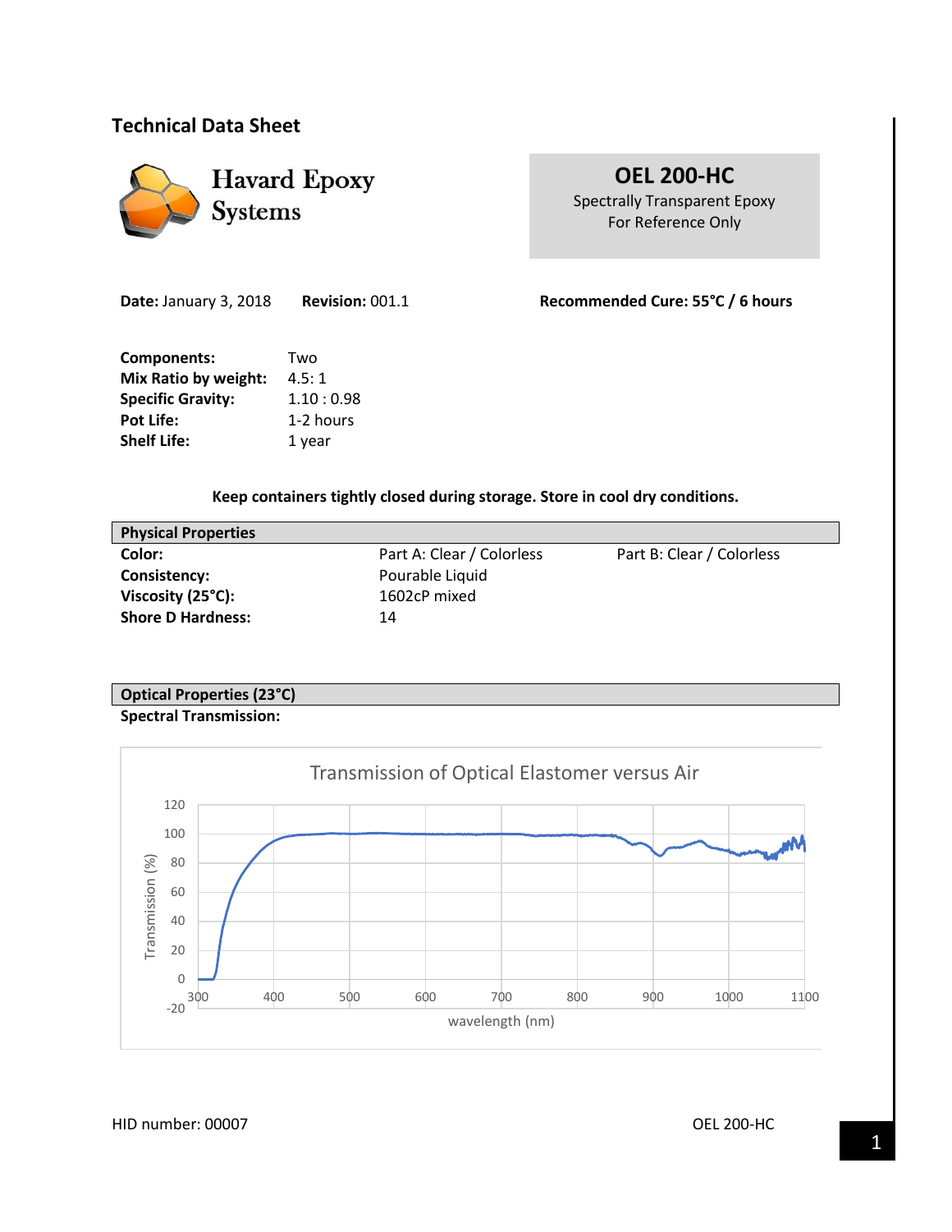## Technical Data Sheet

**Havard Epoxy Systems**

**OEL 200-HC**
Spectrally Transparent Epoxy
For Reference Only

**Date:** January 3, 2018 **Revision:** 001.1

**Recommended Cure: 55°C / 6 hours**

| | |
|---|---|
| **Components:** | Two |
| **Mix Ratio by weight:** | 4.5: 1 |
| **Specific Gravity:** | 1.10 : 0.98 |
| **Pot Life:** | 1-2 hours |
| **Shelf Life:** | 1 year |

**Keep containers tightly closed during storage. Store in cool dry conditions.**

| **Physical Properties** | | |
|---|---|---|
| **Color:** | Part A: Clear / Colorless | Part B: Clear / Colorless |
| **Consistency:** | Pourable Liquid | |
| **Viscosity (25°C):** | 1602cP mixed | |
| **Shore D Hardness:** | 14 | |

### Optical Properties (23°C)

**Spectral Transmission:**

Transmission of Optical Elastomer versus Air

HID number: 00007 OEL 200-HC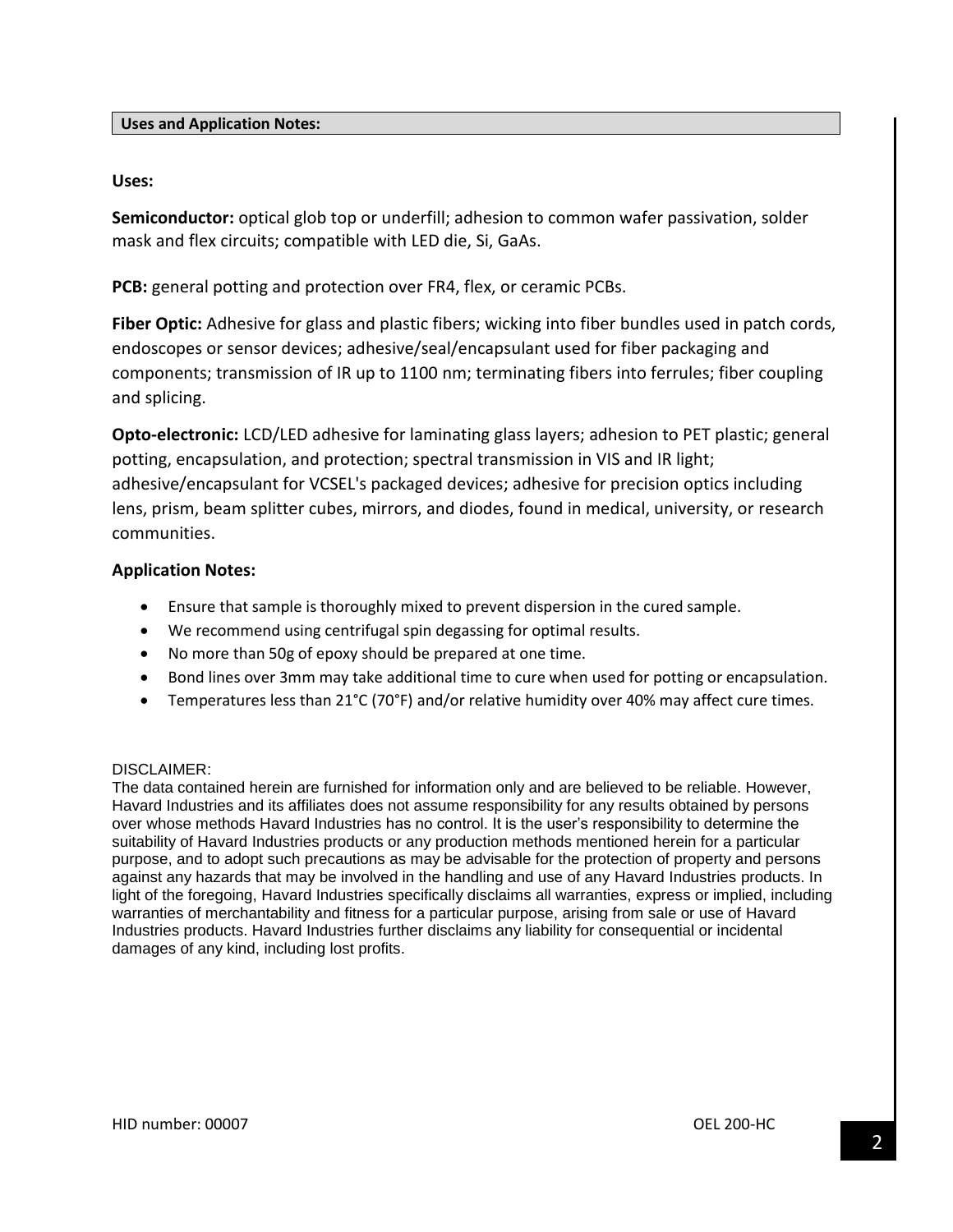## Uses and Application Notes:

### Uses:

**Semiconductor:** optical glob top or underfill; adhesion to common wafer passivation, solder mask and flex circuits; compatible with LED die, Si, GaAs.

**PCB:** general potting and protection over FR4, flex, or ceramic PCBs.

**Fiber Optic:** Adhesive for glass and plastic fibers; wicking into fiber bundles used in patch cords, endoscopes or sensor devices; adhesive/seal/encapsulant used for fiber packaging and components; transmission of IR up to 1100 nm; terminating fibers into ferrules; fiber coupling and splicing.

**Opto-electronic:** LCD/LED adhesive for laminating glass layers; adhesion to PET plastic; general potting, encapsulation, and protection; spectral transmission in VIS and IR light; adhesive/encapsulant for VCSEL's packaged devices; adhesive for precision optics including lens, prism, beam splitter cubes, mirrors, and diodes, found in medical, university, or research communities.

### Application Notes:

- Ensure that sample is thoroughly mixed to prevent dispersion in the cured sample.
- We recommend using centrifugal spin degassing for optimal results.
- No more than 50g of epoxy should be prepared at one time.
- Bond lines over 3mm may take additional time to cure when used for potting or encapsulation.
- Temperatures less than 21°C (70°F) and/or relative humidity over 40% may affect cure times.

DISCLAIMER:
The data contained herein are furnished for information only and are believed to be reliable. However, Havard Industries and its affiliates does not assume responsibility for any results obtained by persons over whose methods Havard Industries has no control. It is the user's responsibility to determine the suitability of Havard Industries products or any production methods mentioned herein for a particular purpose, and to adopt such precautions as may be advisable for the protection of property and persons against any hazards that may be involved in the handling and use of any Havard Industries products. In light of the foregoing, Havard Industries specifically disclaims all warranties, express or implied, including warranties of merchantability and fitness for a particular purpose, arising from sale or use of Havard Industries products. Havard Industries further disclaims any liability for consequential or incidental damages of any kind, including lost profits.